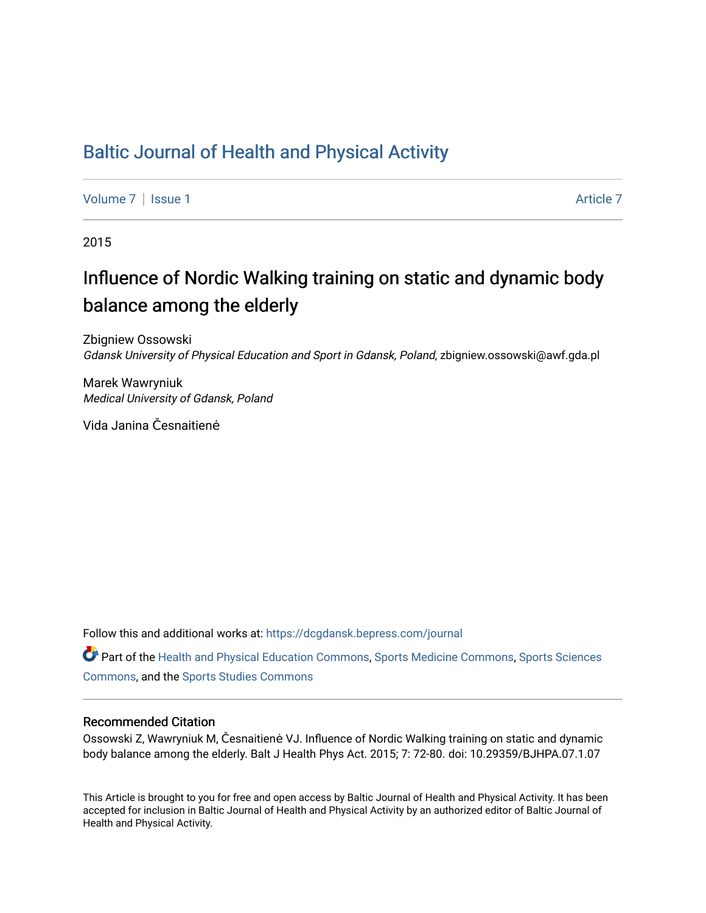# Baltic Journal of Health and Physical Activity

Volume 7 | Issue 1 Article 7

2015

## Influence of Nordic Walking training on static and dynamic body balance among the elderly

Zbigniew Ossowski
*Gdansk University of Physical Education and Sport in Gdansk, Poland*, zbigniew.ossowski@awf.gda.pl

Marek Wawryniuk
*Medical University of Gdansk, Poland*

Vida Janina Česnaitienė

Follow this and additional works at: https://dcgdansk.bepress.com/journal

Part of the Health and Physical Education Commons, Sports Medicine Commons, Sports Sciences Commons, and the Sports Studies Commons

### Recommended Citation

Ossowski Z, Wawryniuk M, Česnaitienė VJ. Influence of Nordic Walking training on static and dynamic body balance among the elderly. Balt J Health Phys Act. 2015; 7: 72-80. doi: 10.29359/BJHPA.07.1.07

This Article is brought to you for free and open access by Baltic Journal of Health and Physical Activity. It has been accepted for inclusion in Baltic Journal of Health and Physical Activity by an authorized editor of Baltic Journal of Health and Physical Activity.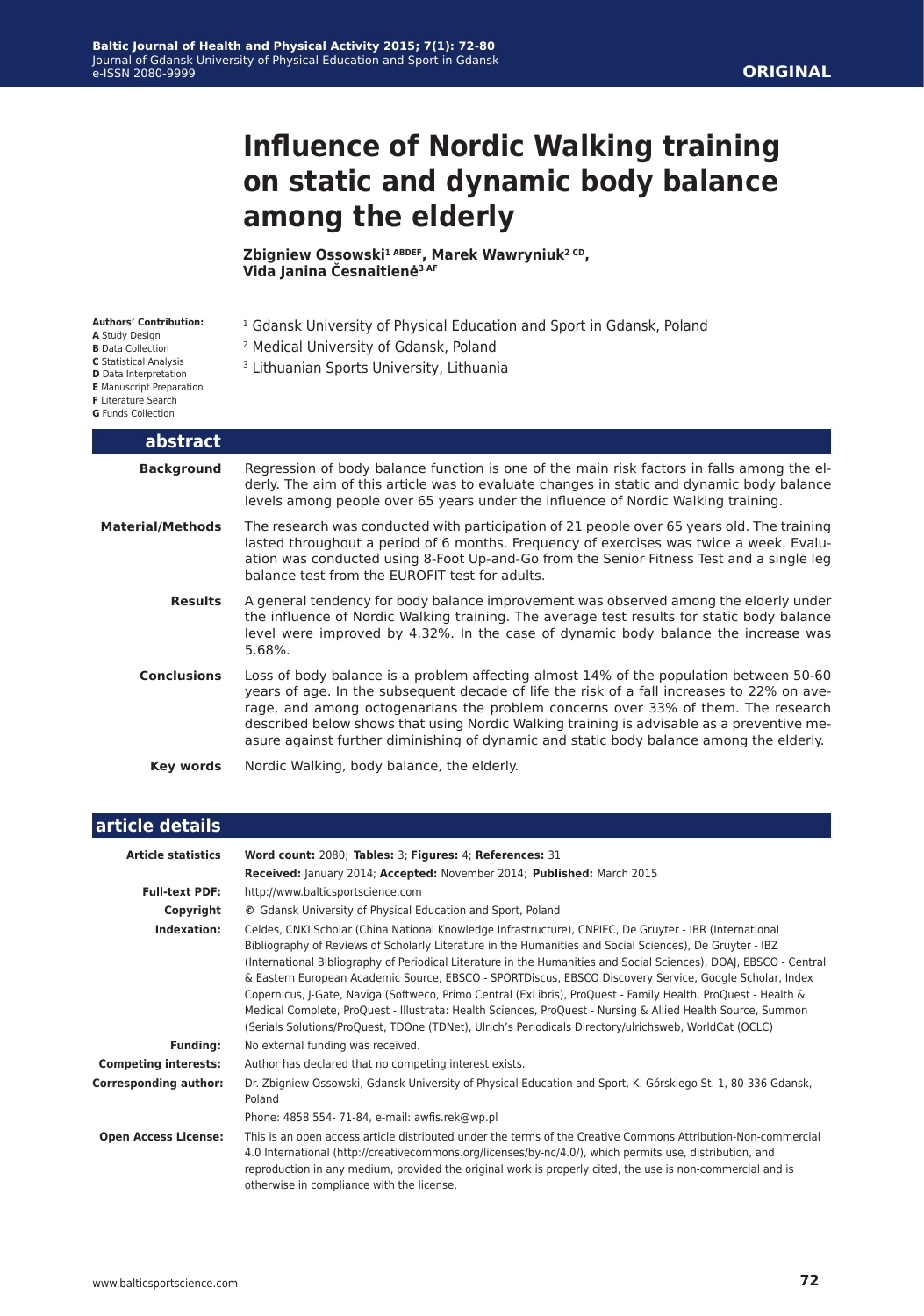# Influence of Nordic Walking training on static and dynamic body balance among the elderly

**Zbigniew Ossowski[1 ABDEF], Marek Wawryniuk[2 CD], Vida Janina Česnaitienė[3 AF]**

**Authors' Contribution:**
**A** Study Design
**B** Data Collection
**C** Statistical Analysis
**D** Data Interpretation
**E** Manuscript Preparation
**F** Literature Search
**G** Funds Collection

[1] Gdansk University of Physical Education and Sport in Gdansk, Poland
[2] Medical University of Gdansk, Poland
[3] Lithuanian Sports University, Lithuania

## abstract

**Background**
Regression of body balance function is one of the main risk factors in falls among the elderly. The aim of this article was to evaluate changes in static and dynamic body balance levels among people over 65 years under the influence of Nordic Walking training.

**Material/Methods**
The research was conducted with participation of 21 people over 65 years old. The training lasted throughout a period of 6 months. Frequency of exercises was twice a week. Evaluation was conducted using 8-Foot Up-and-Go from the Senior Fitness Test and a single leg balance test from the EUROFIT test for adults.

**Results**
A general tendency for body balance improvement was observed among the elderly under the influence of Nordic Walking training. The average test results for static body balance level were improved by 4.32%. In the case of dynamic body balance the increase was 5.68%.

**Conclusions**
Loss of body balance is a problem affecting almost 14% of the population between 50-60 years of age. In the subsequent decade of life the risk of a fall increases to 22% on average, and among octogenarians the problem concerns over 33% of them. The research described below shows that using Nordic Walking training is advisable as a preventive measure against further diminishing of dynamic and static body balance among the elderly.

**Key words**
Nordic Walking, body balance, the elderly.

## article details

**Article statistics**
**Word count:** 2080; **Tables:** 3; **Figures:** 4; **References:** 31
**Received:** January 2014; **Accepted:** November 2014; **Published:** March 2015

**Full-text PDF:** http://www.balticsportscience.com

**Copyright** © Gdansk University of Physical Education and Sport, Poland

**Indexation:** Celdes, CNKI Scholar (China National Knowledge Infrastructure), CNPIEC, De Gruyter - IBR (International Bibliography of Reviews of Scholarly Literature in the Humanities and Social Sciences), De Gruyter - IBZ (International Bibliography of Periodical Literature in the Humanities and Social Sciences), DOAJ, EBSCO - Central & Eastern European Academic Source, EBSCO - SPORTDiscus, EBSCO Discovery Service, Google Scholar, Index Copernicus, J-Gate, Naviga (Softweco, Primo Central (ExLibris), ProQuest - Family Health, ProQuest - Health & Medical Complete, ProQuest - Illustrata: Health Sciences, ProQuest - Nursing & Allied Health Source, Summon (Serials Solutions/ProQuest, TDOne (TDNet), Ulrich's Periodicals Directory/ulrichsweb, WorldCat (OCLC)

**Funding:** No external funding was received.

**Competing interests:** Author has declared that no competing interest exists.

**Corresponding author:** Dr. Zbigniew Ossowski, Gdansk University of Physical Education and Sport, K. Górskiego St. 1, 80-336 Gdansk, Poland
Phone: 4858 554- 71-84, e-mail: awfis.rek@wp.pl

**Open Access License:** This is an open access article distributed under the terms of the Creative Commons Attribution-Non-commercial 4.0 International (http://creativecommons.org/licenses/by-nc/4.0/), which permits use, distribution, and reproduction in any medium, provided the original work is properly cited, the use is non-commercial and is otherwise in compliance with the license.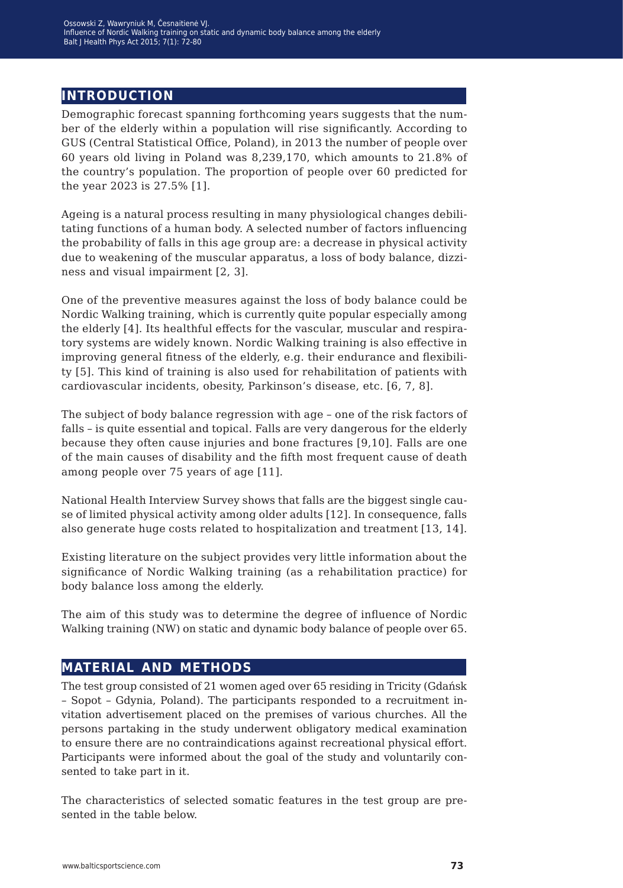## INTRODUCTION

Demographic forecast spanning forthcoming years suggests that the number of the elderly within a population will rise significantly. According to GUS (Central Statistical Office, Poland), in 2013 the number of people over 60 years old living in Poland was 8,239,170, which amounts to 21.8% of the country's population. The proportion of people over 60 predicted for the year 2023 is 27.5% [1].

Ageing is a natural process resulting in many physiological changes debilitating functions of a human body. A selected number of factors influencing the probability of falls in this age group are: a decrease in physical activity due to weakening of the muscular apparatus, a loss of body balance, dizziness and visual impairment [2, 3].

One of the preventive measures against the loss of body balance could be Nordic Walking training, which is currently quite popular especially among the elderly [4]. Its healthful effects for the vascular, muscular and respiratory systems are widely known. Nordic Walking training is also effective in improving general fitness of the elderly, e.g. their endurance and flexibility [5]. This kind of training is also used for rehabilitation of patients with cardiovascular incidents, obesity, Parkinson's disease, etc. [6, 7, 8].

The subject of body balance regression with age – one of the risk factors of falls – is quite essential and topical. Falls are very dangerous for the elderly because they often cause injuries and bone fractures [9,10]. Falls are one of the main causes of disability and the fifth most frequent cause of death among people over 75 years of age [11].

National Health Interview Survey shows that falls are the biggest single cause of limited physical activity among older adults [12]. In consequence, falls also generate huge costs related to hospitalization and treatment [13, 14].

Existing literature on the subject provides very little information about the significance of Nordic Walking training (as a rehabilitation practice) for body balance loss among the elderly.

The aim of this study was to determine the degree of influence of Nordic Walking training (NW) on static and dynamic body balance of people over 65.

## MATERIAL AND METHODS

The test group consisted of 21 women aged over 65 residing in Tricity (Gdańsk – Sopot – Gdynia, Poland). The participants responded to a recruitment invitation advertisement placed on the premises of various churches. All the persons partaking in the study underwent obligatory medical examination to ensure there are no contraindications against recreational physical effort. Participants were informed about the goal of the study and voluntarily consented to take part in it.

The characteristics of selected somatic features in the test group are presented in the table below.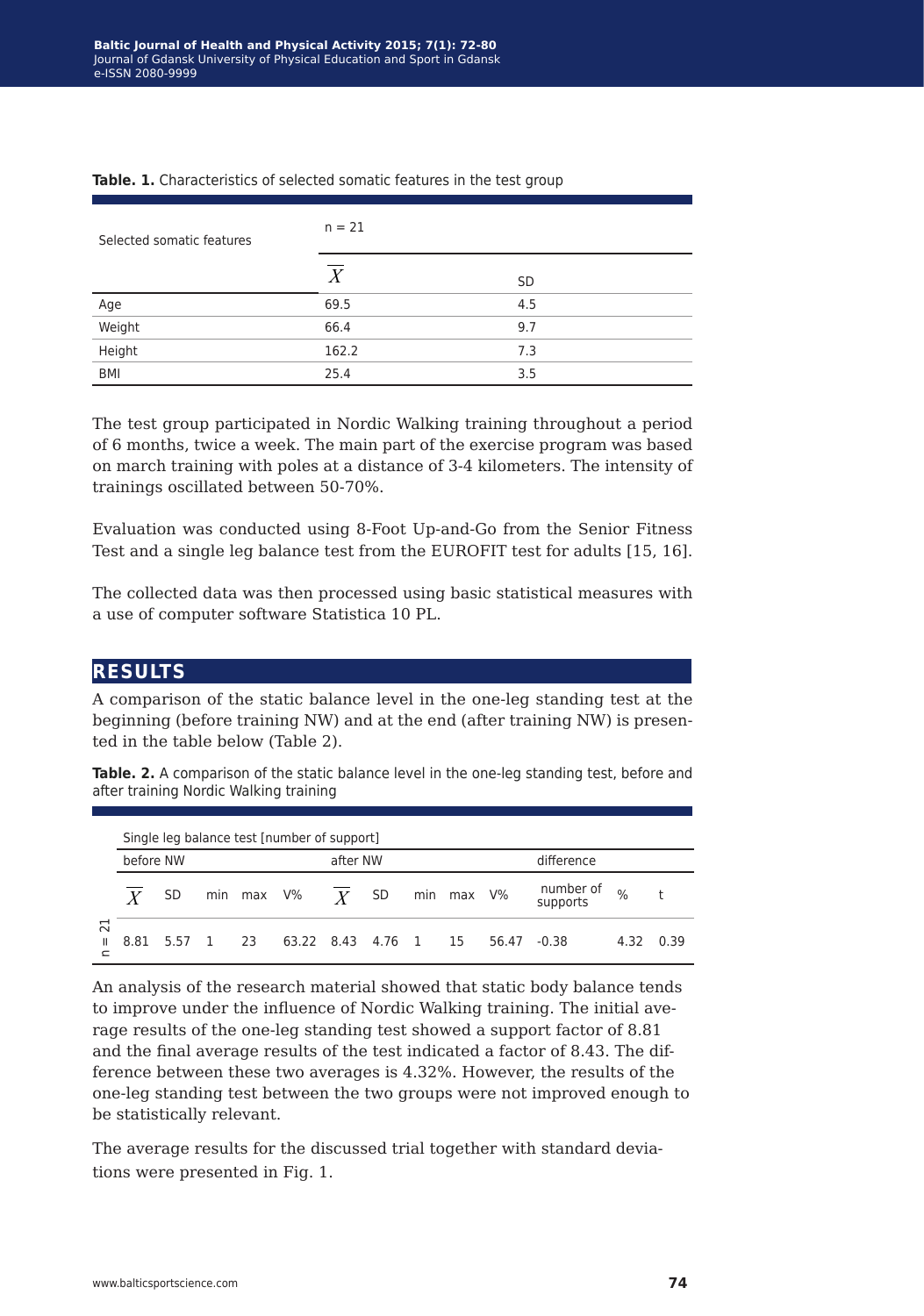**Table. 1.** Characteristics of selected somatic features in the test group

| Selected somatic features | n = 21 | |
|---|---|---|
| | $\overline{X}$ | SD |
| Age | 69.5 | 4.5 |
| Weight | 66.4 | 9.7 |
| Height | 162.2 | 7.3 |
| BMI | 25.4 | 3.5 |

The test group participated in Nordic Walking training throughout a period of 6 months, twice a week. The main part of the exercise program was based on march training with poles at a distance of 3-4 kilometers. The intensity of trainings oscillated between 50-70%.

Evaluation was conducted using 8-Foot Up-and-Go from the Senior Fitness Test and a single leg balance test from the EUROFIT test for adults [15, 16].

The collected data was then processed using basic statistical measures with a use of computer software Statistica 10 PL.

## RESULTS

A comparison of the static balance level in the one-leg standing test at the beginning (before training NW) and at the end (after training NW) is presented in the table below (Table 2).

**Table. 2.** A comparison of the static balance level in the one-leg standing test, before and after training Nordic Walking training

| | Single leg balance test [number of support] | | | | | | | | | | | | |
|---|---|---|---|---|---|---|---|---|---|---|---|---|---|
| | before NW | | | | | after NW | | | | | difference | | |
| | $\overline{X}$ | SD | min | max | V% | $\overline{X}$ | SD | min | max | V% | number of supports | % | t |
| n = 21 | 8.81 | 5.57 | 1 | 23 | 63.22 | 8.43 | 4.76 | 1 | 15 | 56.47 | -0.38 | 4.32 | 0.39 |

An analysis of the research material showed that static body balance tends to improve under the influence of Nordic Walking training. The initial average results of the one-leg standing test showed a support factor of 8.81 and the final average results of the test indicated a factor of 8.43. The difference between these two averages is 4.32%. However, the results of the one-leg standing test between the two groups were not improved enough to be statistically relevant.

The average results for the discussed trial together with standard deviations were presented in Fig. 1.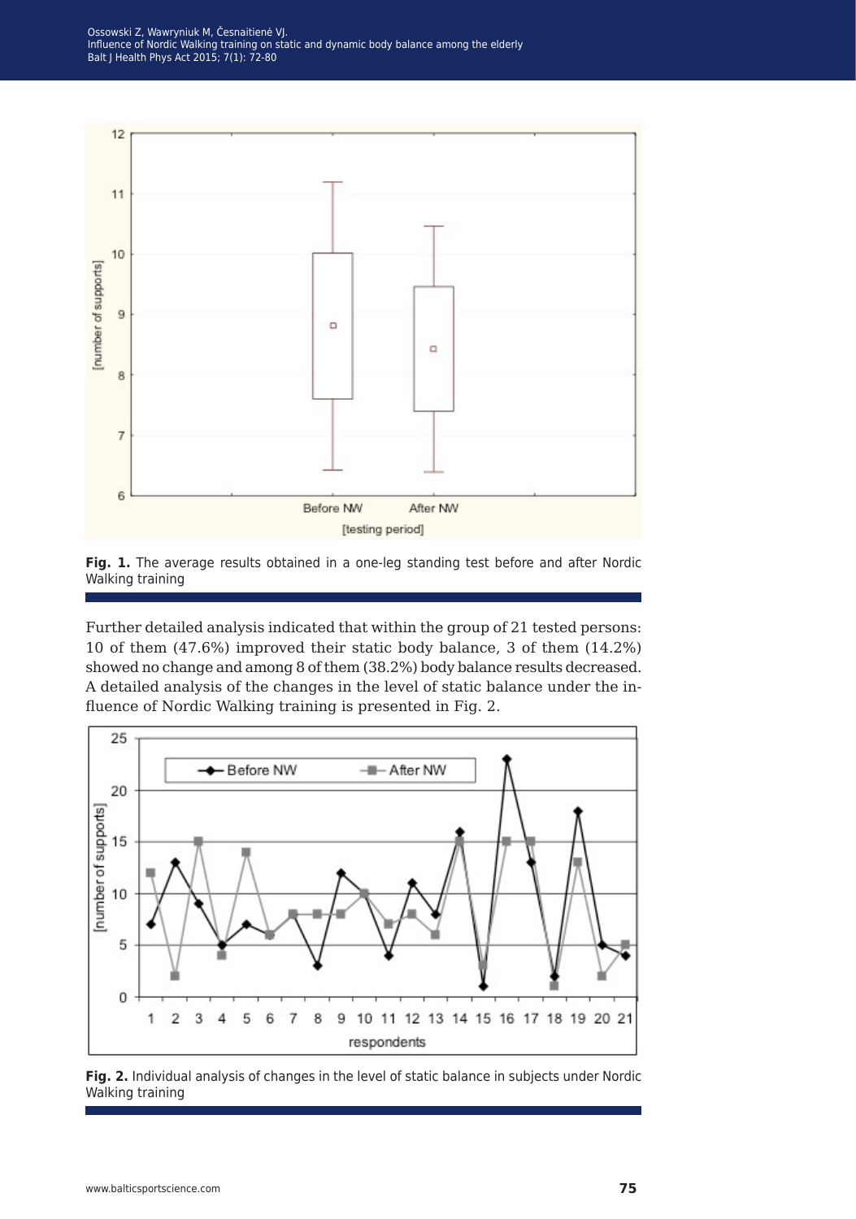**Fig. 1.** The average results obtained in a one-leg standing test before and after Nordic Walking training

Further detailed analysis indicated that within the group of 21 tested persons: 10 of them (47.6%) improved their static body balance, 3 of them (14.2%) showed no change and among 8 of them (38.2%) body balance results decreased. A detailed analysis of the changes in the level of static balance under the influence of Nordic Walking training is presented in Fig. 2.

**Fig. 2.** Individual analysis of changes in the level of static balance in subjects under Nordic Walking training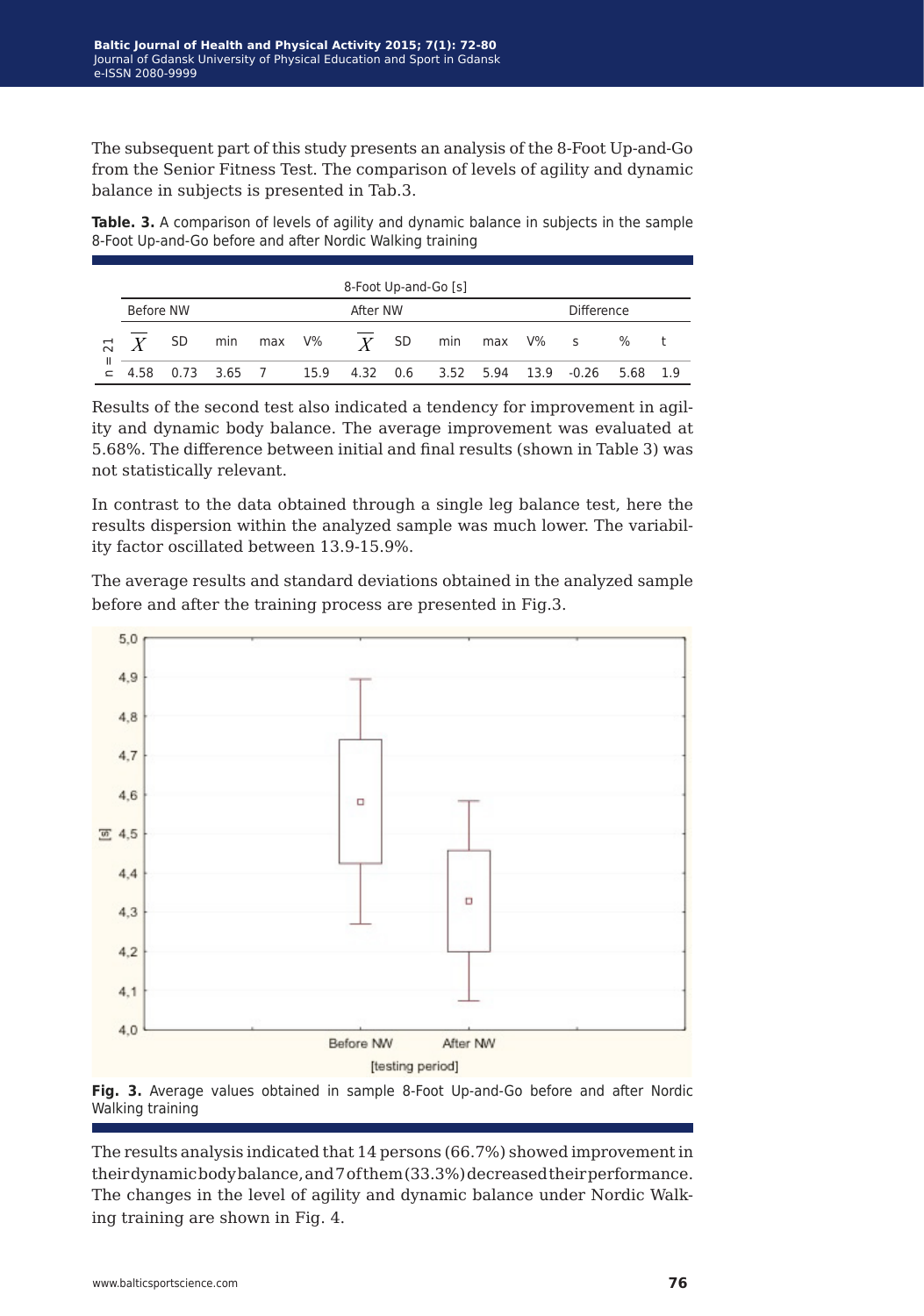The subsequent part of this study presents an analysis of the 8-Foot Up-and-Go from the Senior Fitness Test. The comparison of levels of agility and dynamic balance in subjects is presented in Tab.3.

**Table. 3.** A comparison of levels of agility and dynamic balance in subjects in the sample 8-Foot Up-and-Go before and after Nordic Walking training

| | 8-Foot Up-and-Go [s] | | | | | | | | | | | | | |
|---|---|---|---|---|---|---|---|---|---|---|---|---|---|---|
| | Before NW | | | | | After NW | | | | | Difference | | | |
| | $\overline{X}$ | SD | min | max | V% | $\overline{X}$ | SD | min | max | V% | s | % | t |
| n = 21 | 4.58 | 0.73 | 3.65 | 7 | 15.9 | 4.32 | 0.6 | 3.52 | 5.94 | 13.9 | -0.26 | 5.68 | 1.9 |

Results of the second test also indicated a tendency for improvement in agility and dynamic body balance. The average improvement was evaluated at 5.68%. The difference between initial and final results (shown in Table 3) was not statistically relevant.

In contrast to the data obtained through a single leg balance test, here the results dispersion within the analyzed sample was much lower. The variability factor oscillated between 13.9-15.9%.

The average results and standard deviations obtained in the analyzed sample before and after the training process are presented in Fig.3.

**Fig. 3.** Average values obtained in sample 8-Foot Up-and-Go before and after Nordic Walking training

The results analysis indicated that 14 persons (66.7%) showed improvement in their dynamic body balance, and 7 of them (33.3%) decreased their performance. The changes in the level of agility and dynamic balance under Nordic Walking training are shown in Fig. 4.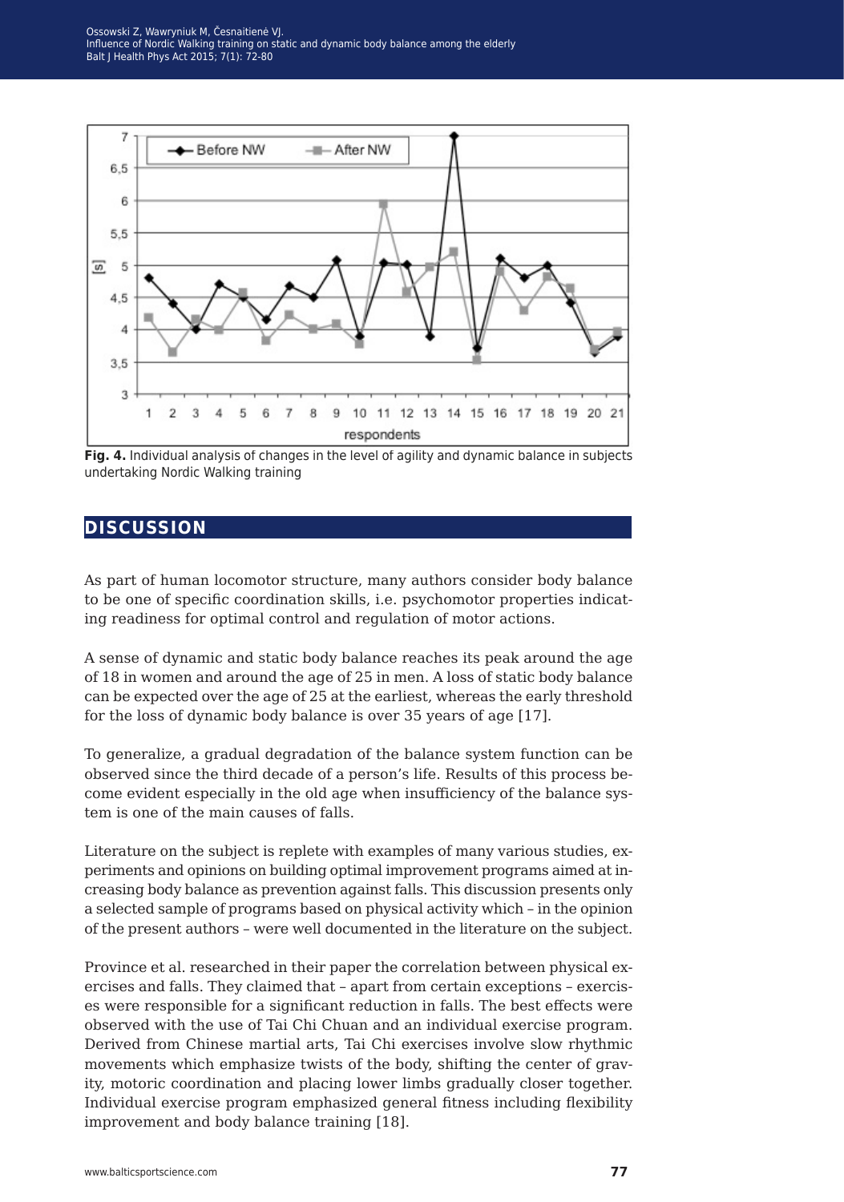**Fig. 4.** Individual analysis of changes in the level of agility and dynamic balance in subjects undertaking Nordic Walking training

## DISCUSSION

As part of human locomotor structure, many authors consider body balance to be one of specific coordination skills, i.e. psychomotor properties indicating readiness for optimal control and regulation of motor actions.

A sense of dynamic and static body balance reaches its peak around the age of 18 in women and around the age of 25 in men. A loss of static body balance can be expected over the age of 25 at the earliest, whereas the early threshold for the loss of dynamic body balance is over 35 years of age [17].

To generalize, a gradual degradation of the balance system function can be observed since the third decade of a person's life. Results of this process become evident especially in the old age when insufficiency of the balance system is one of the main causes of falls.

Literature on the subject is replete with examples of many various studies, experiments and opinions on building optimal improvement programs aimed at increasing body balance as prevention against falls. This discussion presents only a selected sample of programs based on physical activity which – in the opinion of the present authors – were well documented in the literature on the subject.

Province et al. researched in their paper the correlation between physical exercises and falls. They claimed that – apart from certain exceptions – exercises were responsible for a significant reduction in falls. The best effects were observed with the use of Tai Chi Chuan and an individual exercise program. Derived from Chinese martial arts, Tai Chi exercises involve slow rhythmic movements which emphasize twists of the body, shifting the center of gravity, motoric coordination and placing lower limbs gradually closer together. Individual exercise program emphasized general fitness including flexibility improvement and body balance training [18].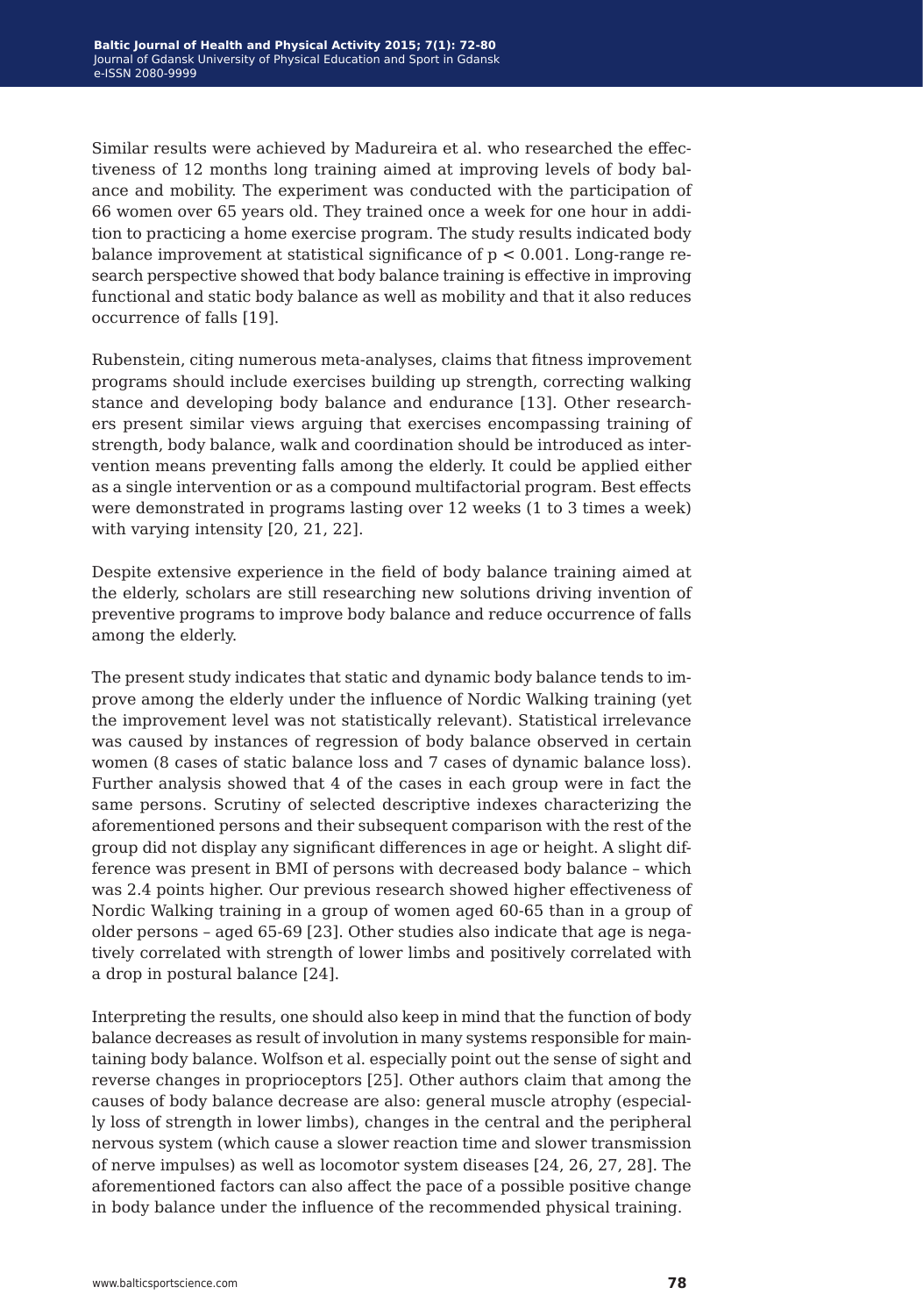Similar results were achieved by Madureira et al. who researched the effectiveness of 12 months long training aimed at improving levels of body balance and mobility. The experiment was conducted with the participation of 66 women over 65 years old. They trained once a week for one hour in addition to practicing a home exercise program. The study results indicated body balance improvement at statistical significance of $p < 0.001$. Long-range research perspective showed that body balance training is effective in improving functional and static body balance as well as mobility and that it also reduces occurrence of falls [19].

Rubenstein, citing numerous meta-analyses, claims that fitness improvement programs should include exercises building up strength, correcting walking stance and developing body balance and endurance [13]. Other researchers present similar views arguing that exercises encompassing training of strength, body balance, walk and coordination should be introduced as intervention means preventing falls among the elderly. It could be applied either as a single intervention or as a compound multifactorial program. Best effects were demonstrated in programs lasting over 12 weeks (1 to 3 times a week) with varying intensity [20, 21, 22].

Despite extensive experience in the field of body balance training aimed at the elderly, scholars are still researching new solutions driving invention of preventive programs to improve body balance and reduce occurrence of falls among the elderly.

The present study indicates that static and dynamic body balance tends to improve among the elderly under the influence of Nordic Walking training (yet the improvement level was not statistically relevant). Statistical irrelevance was caused by instances of regression of body balance observed in certain women (8 cases of static balance loss and 7 cases of dynamic balance loss). Further analysis showed that 4 of the cases in each group were in fact the same persons. Scrutiny of selected descriptive indexes characterizing the aforementioned persons and their subsequent comparison with the rest of the group did not display any significant differences in age or height. A slight difference was present in BMI of persons with decreased body balance – which was 2.4 points higher. Our previous research showed higher effectiveness of Nordic Walking training in a group of women aged 60-65 than in a group of older persons – aged 65-69 [23]. Other studies also indicate that age is negatively correlated with strength of lower limbs and positively correlated with a drop in postural balance [24].

Interpreting the results, one should also keep in mind that the function of body balance decreases as result of involution in many systems responsible for maintaining body balance. Wolfson et al. especially point out the sense of sight and reverse changes in proprioceptors [25]. Other authors claim that among the causes of body balance decrease are also: general muscle atrophy (especially loss of strength in lower limbs), changes in the central and the peripheral nervous system (which cause a slower reaction time and slower transmission of nerve impulses) as well as locomotor system diseases [24, 26, 27, 28]. The aforementioned factors can also affect the pace of a possible positive change in body balance under the influence of the recommended physical training.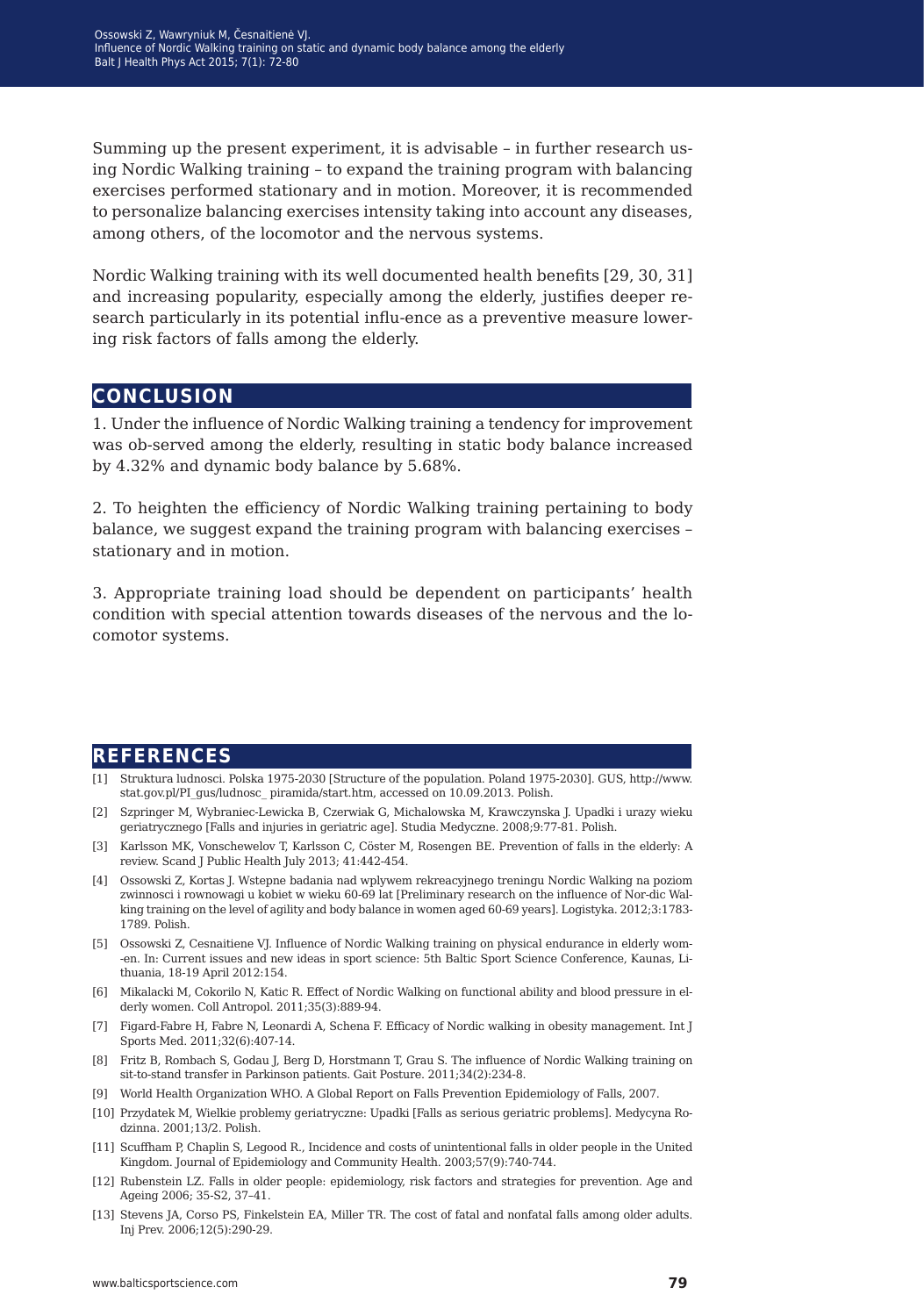Summing up the present experiment, it is advisable – in further research using Nordic Walking training – to expand the training program with balancing exercises performed stationary and in motion. Moreover, it is recommended to personalize balancing exercises intensity taking into account any diseases, among others, of the locomotor and the nervous systems.

Nordic Walking training with its well documented health benefits [29, 30, 31] and increasing popularity, especially among the elderly, justifies deeper research particularly in its potential influ-ence as a preventive measure lowering risk factors of falls among the elderly.

## CONCLUSION

1. Under the influence of Nordic Walking training a tendency for improvement was ob-served among the elderly, resulting in static body balance increased by 4.32% and dynamic body balance by 5.68%.

2. To heighten the efficiency of Nordic Walking training pertaining to body balance, we suggest expand the training program with balancing exercises – stationary and in motion.

3. Appropriate training load should be dependent on participants' health condition with special attention towards diseases of the nervous and the locomotor systems.

## REFERENCES

[1] Struktura ludnosci. Polska 1975-2030 [Structure of the population. Poland 1975-2030]. GUS, http://www.stat.gov.pl/PI_gus/ludnosc_ piramida/start.htm, accessed on 10.09.2013. Polish.

[2] Szpringer M, Wybraniec-Lewicka B, Czerwiak G, Michalowska M, Krawczynska J. Upadki i urazy wieku geriatrycznego [Falls and injuries in geriatric age]. Studia Medyczne. 2008;9:77-81. Polish.

[3] Karlsson MK, Vonschewelov T, Karlsson C, Cöster M, Rosengen BE. Prevention of falls in the elderly: A review. Scand J Public Health July 2013; 41:442-454.

[4] Ossowski Z, Kortas J. Wstepne badania nad wplywem rekreacyjnego treningu Nordic Walking na poziom zwinnosci i rownowagi u kobiet w wieku 60-69 lat [Preliminary research on the influence of Nor-dic Walking training on the level of agility and body balance in women aged 60-69 years]. Logistyka. 2012;3:1783-1789. Polish.

[5] Ossowski Z, Cesnaitiene VJ. Influence of Nordic Walking training on physical endurance in elderly wom--en. In: Current issues and new ideas in sport science: 5th Baltic Sport Science Conference, Kaunas, Lithuania, 18-19 April 2012:154.

[6] Mikalacki M, Cokorilo N, Katic R. Effect of Nordic Walking on functional ability and blood pressure in elderly women. Coll Antropol. 2011;35(3):889-94.

[7] Figard-Fabre H, Fabre N, Leonardi A, Schena F. Efficacy of Nordic walking in obesity management. Int J Sports Med. 2011;32(6):407-14.

[8] Fritz B, Rombach S, Godau J, Berg D, Horstmann T, Grau S. The influence of Nordic Walking training on sit-to-stand transfer in Parkinson patients. Gait Posture. 2011;34(2):234-8.

[9] World Health Organization WHO. A Global Report on Falls Prevention Epidemiology of Falls, 2007.

[10] Przydatek M, Wielkie problemy geriatryczne: Upadki [Falls as serious geriatric problems]. Medycyna Rodzinna. 2001;13/2. Polish.

[11] Scuffham P, Chaplin S, Legood R., Incidence and costs of unintentional falls in older people in the United Kingdom. Journal of Epidemiology and Community Health. 2003;57(9):740-744.

[12] Rubenstein LZ. Falls in older people: epidemiology, risk factors and strategies for prevention. Age and Ageing 2006; 35-S2, 37–41.

[13] Stevens JA, Corso PS, Finkelstein EA, Miller TR. The cost of fatal and nonfatal falls among older adults. Inj Prev. 2006;12(5):290-29.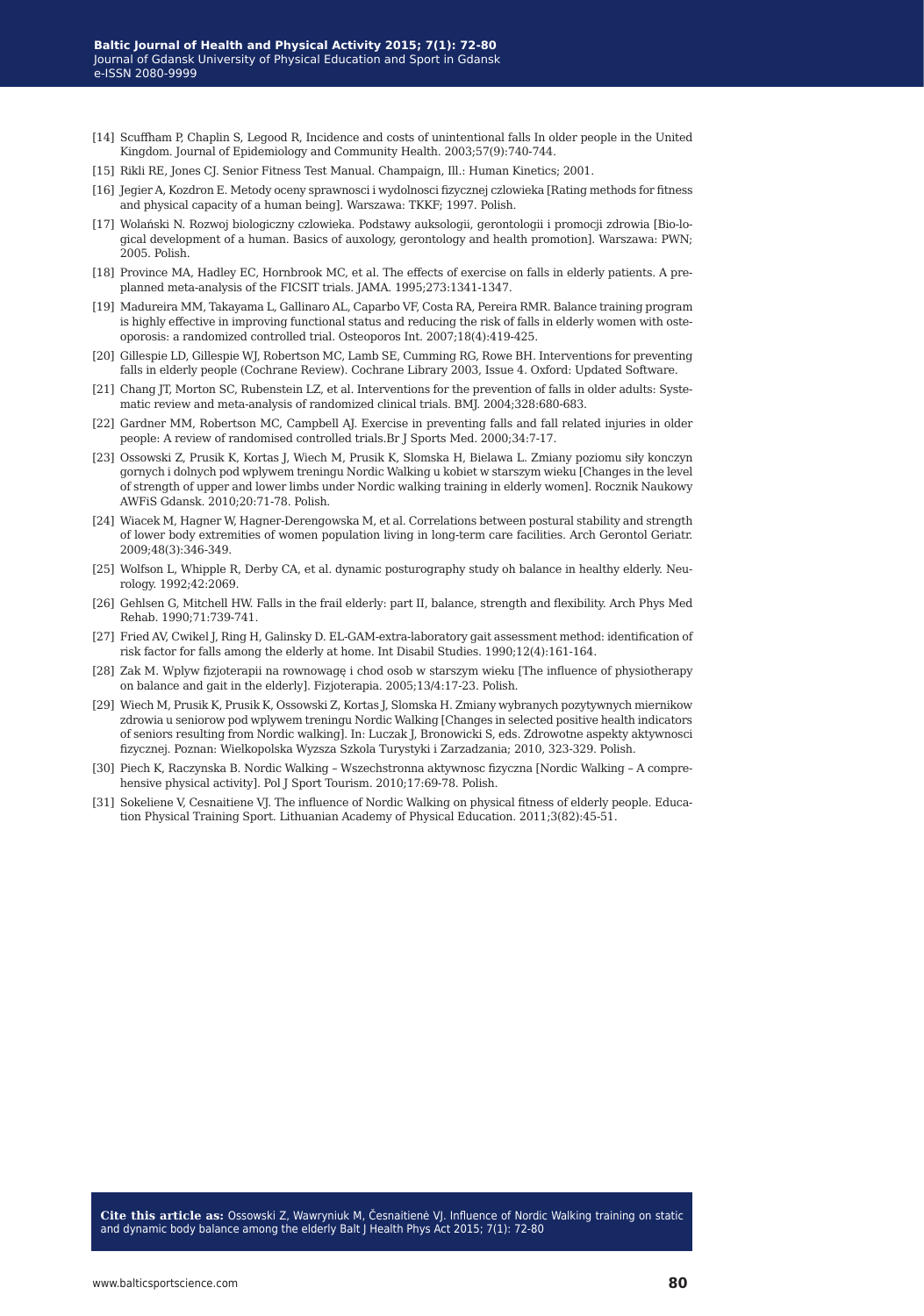[14] Scuffham P, Chaplin S, Legood R, Incidence and costs of unintentional falls In older people in the United Kingdom. Journal of Epidemiology and Community Health. 2003;57(9):740-744.

[15] Rikli RE, Jones CJ. Senior Fitness Test Manual. Champaign, Ill.: Human Kinetics; 2001.

[16] Jegier A, Kozdron E. Metody oceny sprawnosci i wydolnosci fizycznej czlowieka [Rating methods for fitness and physical capacity of a human being]. Warszawa: TKKF; 1997. Polish.

[17] Wolański N. Rozwoj biologiczny czlowieka. Podstawy auksologii, gerontologii i promocji zdrowia [Bio-logical development of a human. Basics of auxology, gerontology and health promotion]. Warszawa: PWN; 2005. Polish.

[18] Province MA, Hadley EC, Hornbrook MC, et al. The effects of exercise on falls in elderly patients. A pre-planned meta-analysis of the FICSIT trials. JAMA. 1995;273:1341-1347.

[19] Madureira MM, Takayama L, Gallinaro AL, Caparbo VF, Costa RA, Pereira RMR. Balance training program is highly effective in improving functional status and reducing the risk of falls in elderly women with osteoporosis: a randomized controlled trial. Osteoporos Int. 2007;18(4):419-425.

[20] Gillespie LD, Gillespie WJ, Robertson MC, Lamb SE, Cumming RG, Rowe BH. Interventions for preventing falls in elderly people (Cochrane Review). Cochrane Library 2003, Issue 4. Oxford: Updated Software.

[21] Chang JT, Morton SC, Rubenstein LZ, et al. Interventions for the prevention of falls in older adults: Systematic review and meta-analysis of randomized clinical trials. BMJ. 2004;328:680-683.

[22] Gardner MM, Robertson MC, Campbell AJ. Exercise in preventing falls and fall related injuries in older people: A review of randomised controlled trials.Br J Sports Med. 2000;34:7-17.

[23] Ossowski Z, Prusik K, Kortas J, Wiech M, Prusik K, Slomska H, Bielawa L. Zmiany poziomu siły konczyn gornych i dolnych pod wplywem treningu Nordic Walking u kobiet w starszym wieku [Changes in the level of strength of upper and lower limbs under Nordic walking training in elderly women]. Rocznik Naukowy AWFiS Gdansk. 2010;20:71-78. Polish.

[24] Wiacek M, Hagner W, Hagner-Derengowska M, et al. Correlations between postural stability and strength of lower body extremities of women population living in long-term care facilities. Arch Gerontol Geriatr. 2009;48(3):346-349.

[25] Wolfson L, Whipple R, Derby CA, et al. dynamic posturography study oh balance in healthy elderly. Neurology. 1992;42:2069.

[26] Gehlsen G, Mitchell HW. Falls in the frail elderly: part II, balance, strength and flexibility. Arch Phys Med Rehab. 1990;71:739-741.

[27] Fried AV, Cwikel J, Ring H, Galinsky D. EL-GAM-extra-laboratory gait assessment method: identification of risk factor for falls among the elderly at home. Int Disabil Studies. 1990;12(4):161-164.

[28] Zak M. Wplyw fizjoterapii na rownowagę i chod osob w starszym wieku [The influence of physiotherapy on balance and gait in the elderly]. Fizjoterapia. 2005;13/4:17-23. Polish.

[29] Wiech M, Prusik K, Prusik K, Ossowski Z, Kortas J, Slomska H. Zmiany wybranych pozytywnych miernikow zdrowia u seniorow pod wplywem treningu Nordic Walking [Changes in selected positive health indicators of seniors resulting from Nordic walking]. In: Luczak J, Bronowicki S, eds. Zdrowotne aspekty aktywnosci fizycznej. Poznan: Wielkopolska Wyzsza Szkola Turystyki i Zarzadzania; 2010, 323-329. Polish.

[30] Piech K, Raczynska B. Nordic Walking – Wszechstronna aktywnosc fizyczna [Nordic Walking – A comprehensive physical activity]. Pol J Sport Tourism. 2010;17:69-78. Polish.

[31] Sokeliene V, Cesnaitiene VJ. The influence of Nordic Walking on physical fitness of elderly people. Education Physical Training Sport. Lithuanian Academy of Physical Education. 2011;3(82):45-51.

**Cite this article as:** Ossowski Z, Wawryniuk M, Česnaitienė VJ. Influence of Nordic Walking training on static and dynamic body balance among the elderly Balt J Health Phys Act 2015; 7(1): 72-80